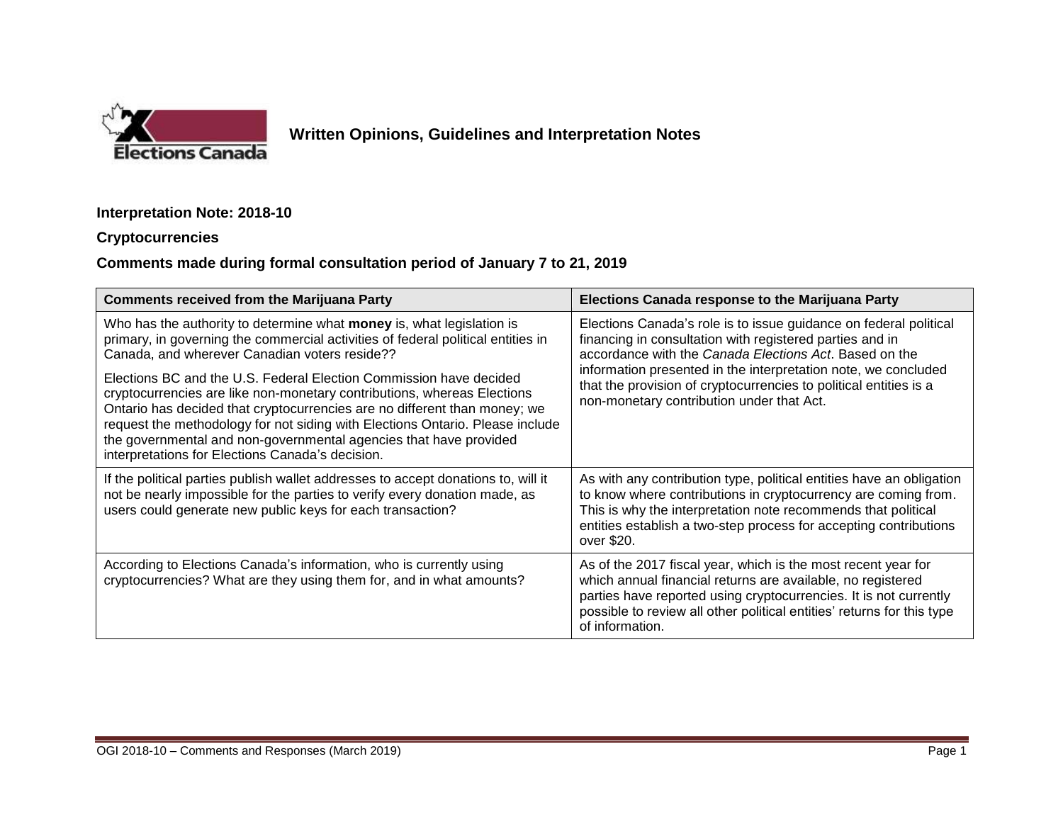**Written Opinions, Guidelines and Interpretation Notes**

**Interpretation Note: 2018-10**

**Cryptocurrencies**

**Comments made during formal consultation period of January 7 to 21, 2019**

| Comments received from the Marijuana Party | Elections Canada response to the Marijuana Party |
| --- | --- |
| Who has the authority to determine what **money** is, what legislation is primary, in governing the commercial activities of federal political entities in Canada, and wherever Canadian voters reside??<br><br>Elections BC and the U.S. Federal Election Commission have decided cryptocurrencies are like non-monetary contributions, whereas Elections Ontario has decided that cryptocurrencies are no different than money; we request the methodology for not siding with Elections Ontario. Please include the governmental and non-governmental agencies that have provided interpretations for Elections Canada's decision. | Elections Canada's role is to issue guidance on federal political financing in consultation with registered parties and in accordance with the *Canada Elections Act*. Based on the information presented in the interpretation note, we concluded that the provision of cryptocurrencies to political entities is a non-monetary contribution under that Act. |
| If the political parties publish wallet addresses to accept donations to, will it not be nearly impossible for the parties to verify every donation made, as users could generate new public keys for each transaction? | As with any contribution type, political entities have an obligation to know where contributions in cryptocurrency are coming from. This is why the interpretation note recommends that political entities establish a two-step process for accepting contributions over $20. |
| According to Elections Canada's information, who is currently using cryptocurrencies? What are they using them for, and in what amounts? | As of the 2017 fiscal year, which is the most recent year for which annual financial returns are available, no registered parties have reported using cryptocurrencies. It is not currently possible to review all other political entities' returns for this type of information. |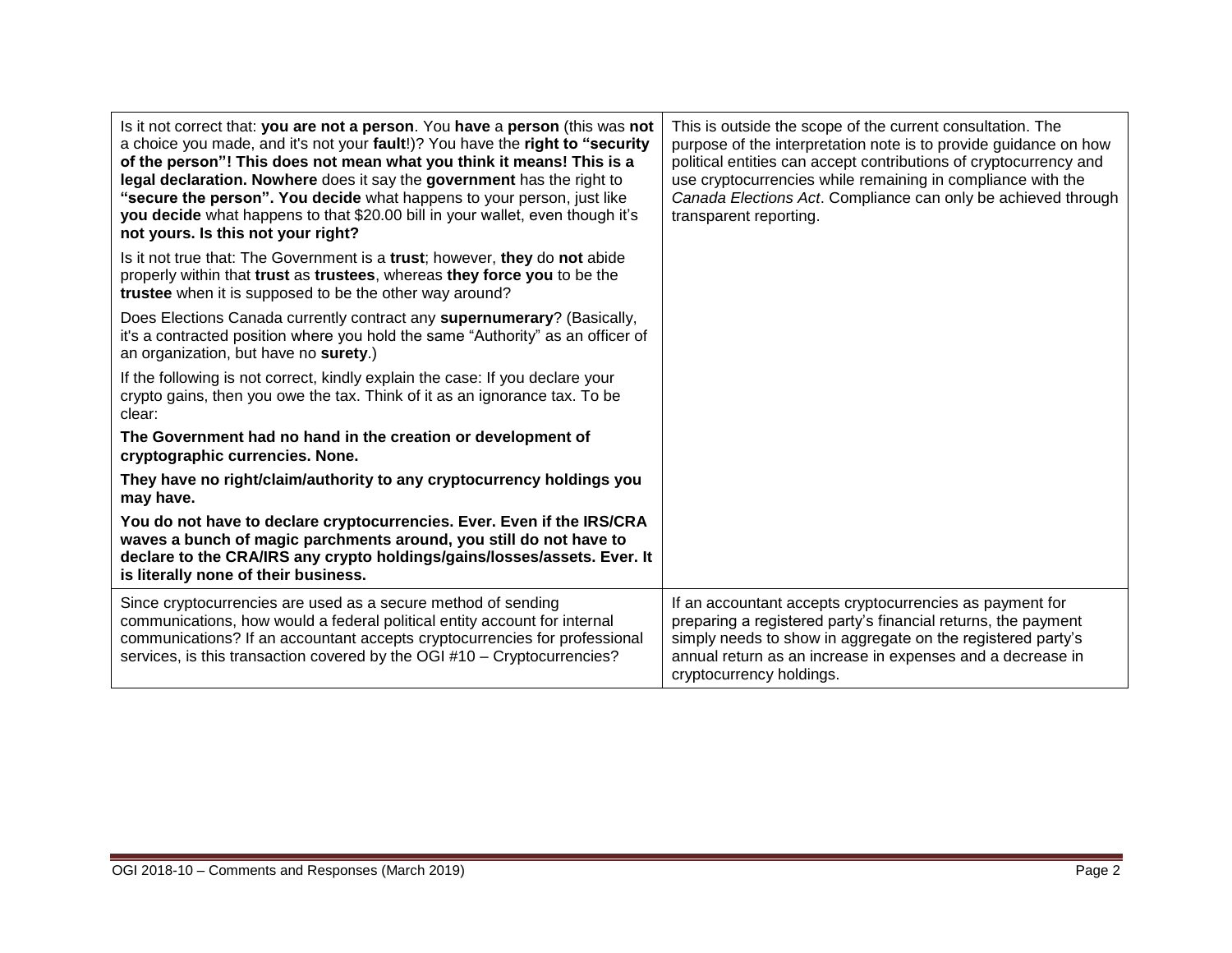| | |
|---|---|
| Is it not correct that: **you are not a person**. You **have** a **person** (this was **not** a choice you made, and it's not your **fault**!)? You have the **right to "security of the person"! This does not mean what you think it means! This is a legal declaration. Nowhere** does it say the **government** has the right to **"secure the person". You decide** what happens to your person, just like **you decide** what happens to that $20.00 bill in your wallet, even though it's **not yours. Is this not your right?**<br><br>Is it not true that: The Government is a **trust**; however, **they** do **not** abide properly within that **trust** as **trustees**, whereas **they force you** to be the **trustee** when it is supposed to be the other way around?<br><br>Does Elections Canada currently contract any **supernumerary**? (Basically, it's a contracted position where you hold the same "Authority" as an officer of an organization, but have no **surety**.)<br><br>If the following is not correct, kindly explain the case: If you declare your crypto gains, then you owe the tax. Think of it as an ignorance tax. To be clear:<br><br>**The Government had no hand in the creation or development of cryptographic currencies. None.**<br><br>**They have no right/claim/authority to any cryptocurrency holdings you may have.**<br><br>**You do not have to declare cryptocurrencies. Ever. Even if the IRS/CRA waves a bunch of magic parchments around, you still do not have to declare to the CRA/IRS any crypto holdings/gains/losses/assets. Ever. It is literally none of their business.** | This is outside the scope of the current consultation. The purpose of the interpretation note is to provide guidance on how political entities can accept contributions of cryptocurrency and use cryptocurrencies while remaining in compliance with the *Canada Elections Act*. Compliance can only be achieved through transparent reporting. |
| Since cryptocurrencies are used as a secure method of sending communications, how would a federal political entity account for internal communications? If an accountant accepts cryptocurrencies for professional services, is this transaction covered by the OGI #10 – Cryptocurrencies? | If an accountant accepts cryptocurrencies as payment for preparing a registered party's financial returns, the payment simply needs to show in aggregate on the registered party's annual return as an increase in expenses and a decrease in cryptocurrency holdings. |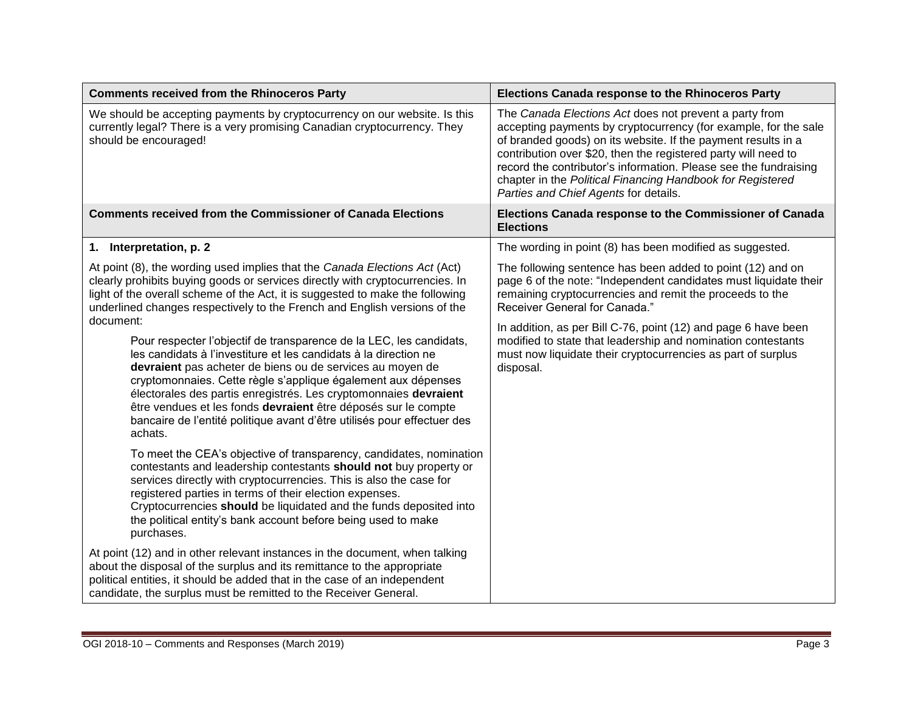| Comments received from the Rhinoceros Party | Elections Canada response to the Rhinoceros Party |
|---|---|
| We should be accepting payments by cryptocurrency on our website. Is this currently legal? There is a very promising Canadian cryptocurrency. They should be encouraged! | The *Canada Elections Act* does not prevent a party from accepting payments by cryptocurrency (for example, for the sale of branded goods) on its website. If the payment results in a contribution over $20, then the registered party will need to record the contributor's information. Please see the fundraising chapter in the *Political Financing Handbook for Registered Parties and Chief Agents* for details. |
| **Comments received from the Commissioner of Canada Elections** | **Elections Canada response to the Commissioner of Canada Elections** |
| **1. Interpretation, p. 2**<br><br>At point (8), the wording used implies that the *Canada Elections Act* (Act) clearly prohibits buying goods or services directly with cryptocurrencies. In light of the overall scheme of the Act, it is suggested to make the following underlined changes respectively to the French and English versions of the document:<br><br>Pour respecter l'objectif de transparence de la LEC, les candidats, les candidats à l'investiture et les candidats à la direction ne **devraient** pas acheter de biens ou de services au moyen de cryptomonnaies. Cette règle s'applique également aux dépenses électorales des partis enregistrés. Les cryptomonnaies **devraient** être vendues et les fonds **devraient** être déposés sur le compte bancaire de l'entité politique avant d'être utilisés pour effectuer des achats.<br><br>To meet the CEA's objective of transparency, candidates, nomination contestants and leadership contestants **should not** buy property or services directly with cryptocurrencies. This is also the case for registered parties in terms of their election expenses. Cryptocurrencies **should** be liquidated and the funds deposited into the political entity's bank account before being used to make purchases.<br><br>At point (12) and in other relevant instances in the document, when talking about the disposal of the surplus and its remittance to the appropriate political entities, it should be added that in the case of an independent candidate, the surplus must be remitted to the Receiver General. | The wording in point (8) has been modified as suggested.<br><br>The following sentence has been added to point (12) and on page 6 of the note: "Independent candidates must liquidate their remaining cryptocurrencies and remit the proceeds to the Receiver General for Canada."<br><br>In addition, as per Bill C-76, point (12) and page 6 have been modified to state that leadership and nomination contestants must now liquidate their cryptocurrencies as part of surplus disposal. |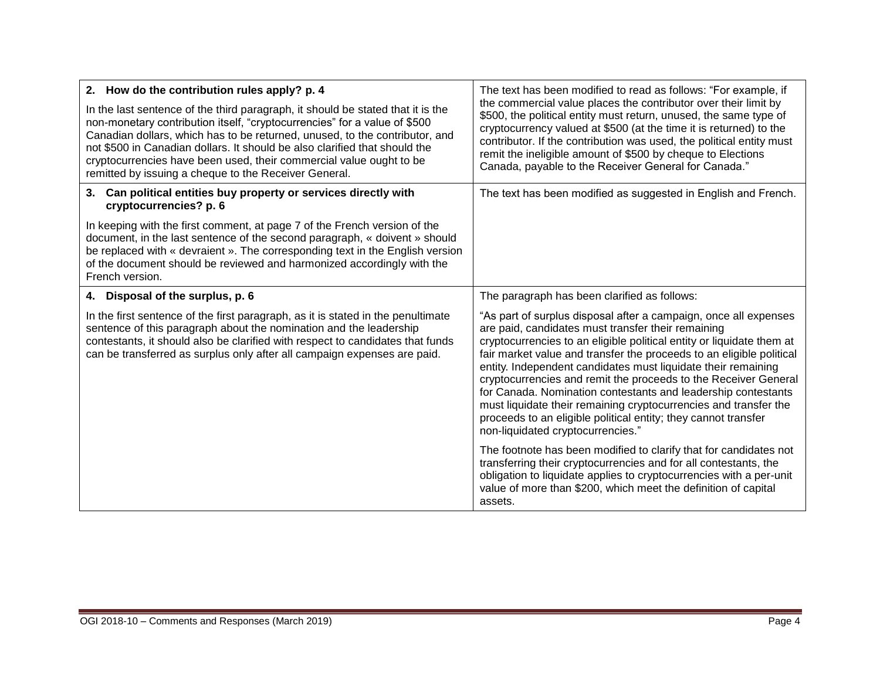| | |
|---|---|
| **2. How do the contribution rules apply? p. 4**<br><br>In the last sentence of the third paragraph, it should be stated that it is the non-monetary contribution itself, "cryptocurrencies" for a value of $500 Canadian dollars, which has to be returned, unused, to the contributor, and not $500 in Canadian dollars. It should be also clarified that should the cryptocurrencies have been used, their commercial value ought to be remitted by issuing a cheque to the Receiver General. | The text has been modified to read as follows: "For example, if the commercial value places the contributor over their limit by $500, the political entity must return, unused, the same type of cryptocurrency valued at $500 (at the time it is returned) to the contributor. If the contribution was used, the political entity must remit the ineligible amount of $500 by cheque to Elections Canada, payable to the Receiver General for Canada." |
| **3. Can political entities buy property or services directly with cryptocurrencies? p. 6**<br><br>In keeping with the first comment, at page 7 of the French version of the document, in the last sentence of the second paragraph, « doivent » should be replaced with « devraient ». The corresponding text in the English version of the document should be reviewed and harmonized accordingly with the French version. | The text has been modified as suggested in English and French. |
| **4. Disposal of the surplus, p. 6**<br><br>In the first sentence of the first paragraph, as it is stated in the penultimate sentence of this paragraph about the nomination and the leadership contestants, it should also be clarified with respect to candidates that funds can be transferred as surplus only after all campaign expenses are paid. | The paragraph has been clarified as follows:<br><br>"As part of surplus disposal after a campaign, once all expenses are paid, candidates must transfer their remaining cryptocurrencies to an eligible political entity or liquidate them at fair market value and transfer the proceeds to an eligible political entity. Independent candidates must liquidate their remaining cryptocurrencies and remit the proceeds to the Receiver General for Canada. Nomination contestants and leadership contestants must liquidate their remaining cryptocurrencies and transfer the proceeds to an eligible political entity; they cannot transfer non-liquidated cryptocurrencies."<br><br>The footnote has been modified to clarify that for candidates not transferring their cryptocurrencies and for all contestants, the obligation to liquidate applies to cryptocurrencies with a per-unit value of more than $200, which meet the definition of capital assets. |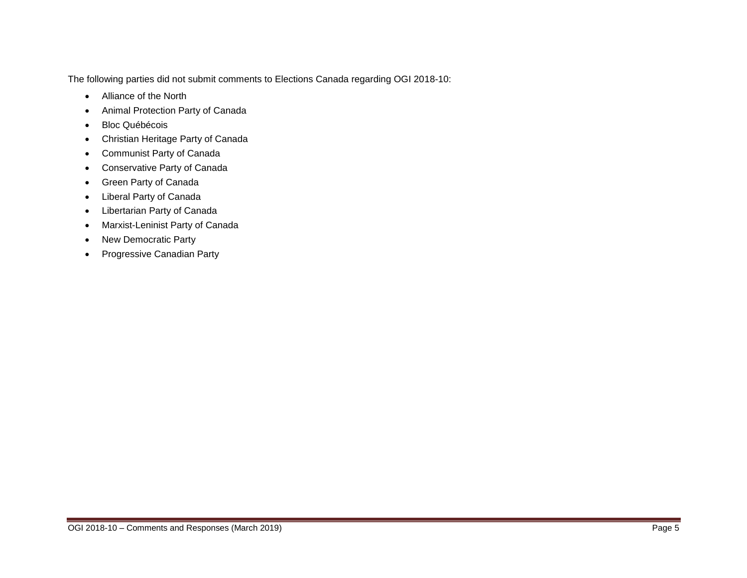The following parties did not submit comments to Elections Canada regarding OGI 2018-10:

- Alliance of the North
- Animal Protection Party of Canada
- Bloc Québécois
- Christian Heritage Party of Canada
- Communist Party of Canada
- Conservative Party of Canada
- Green Party of Canada
- Liberal Party of Canada
- Libertarian Party of Canada
- Marxist-Leninist Party of Canada
- New Democratic Party
- Progressive Canadian Party